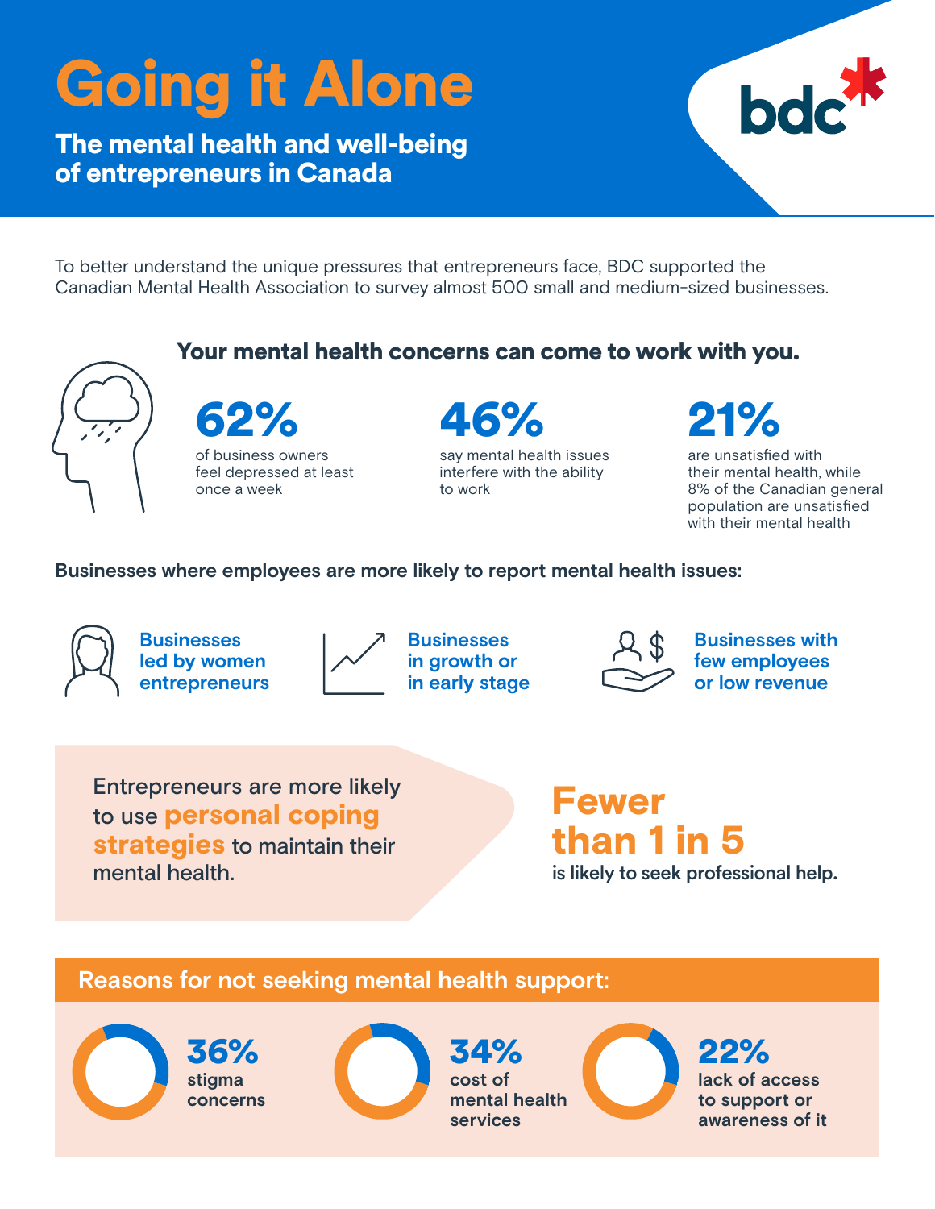# Going it Alone

## The mental health and well-being of entrepreneurs in Canada

To better understand the unique pressures that entrepreneurs face, BDC supported the Canadian Mental Health Association to survey almost 500 small and medium-sized businesses.

### Your mental health concerns can come to work with you.

**62%**
of business owners feel depressed at least once a week

**46%**
say mental health issues interfere with the ability to work

**21%**
are unsatisfied with their mental health, while 8% of the Canadian general population are unsatisfied with their mental health

### Businesses where employees are more likely to report mental health issues:

- **Businesses led by women entrepreneurs**
- **Businesses in growth or in early stage**
- **Businesses with few employees or low revenue**

Entrepreneurs are more likely to use **personal coping strategies** to maintain their mental health.

**Fewer than 1 in 5**
is likely to seek professional help.

### Reasons for not seeking mental health support:

**36%**
stigma concerns

**34%**
cost of mental health services

**22%**
lack of access to support or awareness of it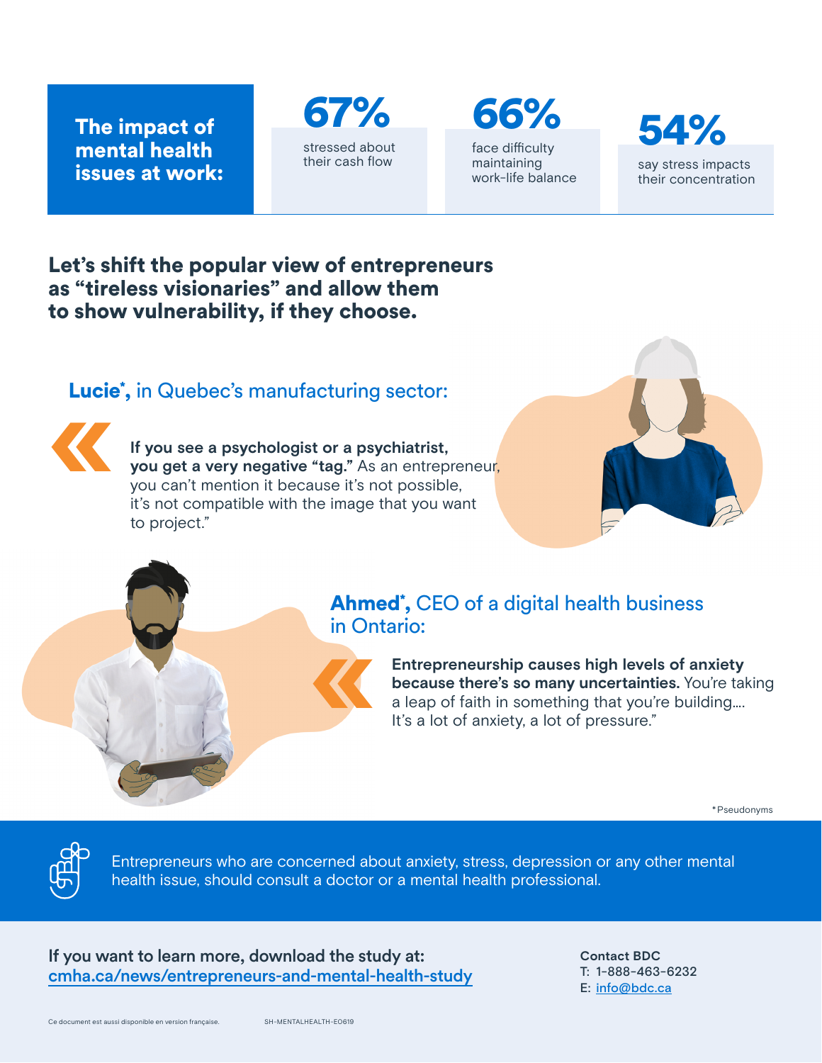## The impact of mental health issues at work:

**67%** stressed about their cash flow

**66%** face difficulty maintaining work-life balance

**54%** say stress impacts their concentration

**Let's shift the popular view of entrepreneurs as "tireless visionaries" and allow them to show vulnerability, if they choose.**

### **Lucie***, in Quebec's manufacturing sector:

« **If you see a psychologist or a psychiatrist, you get a very negative "tag."** As an entrepreneur, you can't mention it because it's not possible, it's not compatible with the image that you want to project."

### **Ahmed***, CEO of a digital health business in Ontario:

« **Entrepreneurship causes high levels of anxiety because there's so many uncertainties.** You're taking a leap of faith in something that you're building…. It's a lot of anxiety, a lot of pressure."

*Pseudonyms

Entrepreneurs who are concerned about anxiety, stress, depression or any other mental health issue, should consult a doctor or a mental health professional.

If you want to learn more, download the study at: [cmha.ca/news/entrepreneurs-and-mental-health-study](cmha.ca/news/entrepreneurs-and-mental-health-study)

**Contact BDC**
T: 1-888-463-6232
E: info@bdc.ca

Ce document est aussi disponible en version française. SH-MENTALHEALTH-E0619